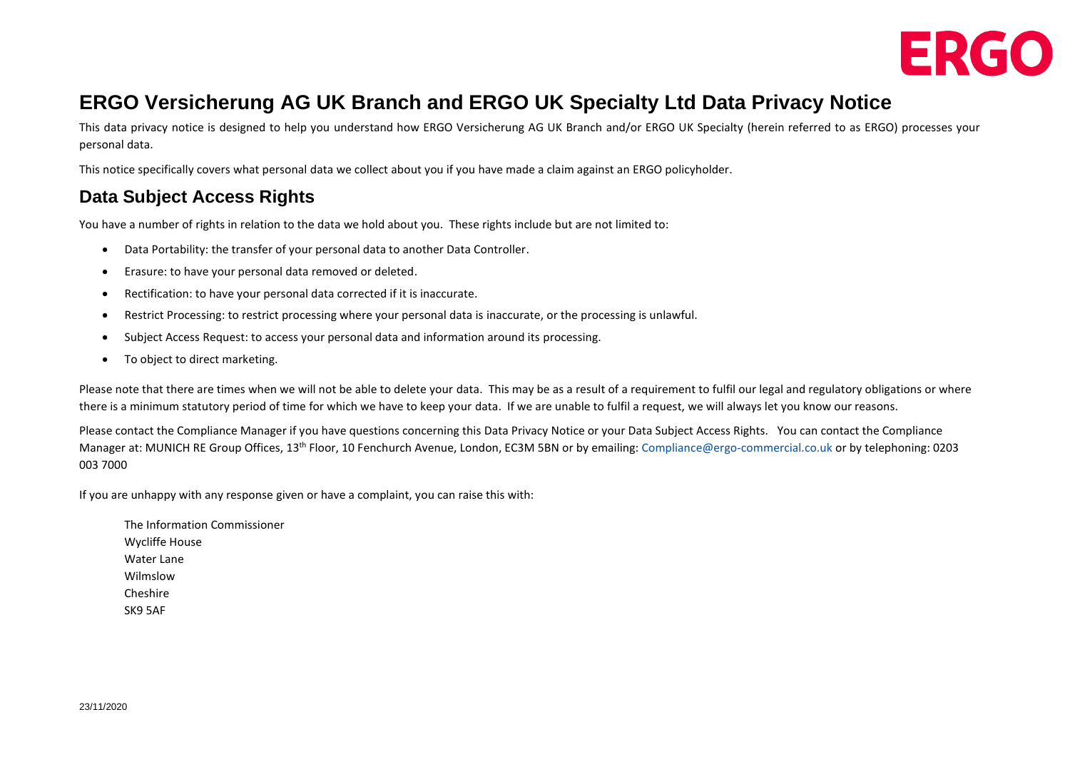# ERGO Versicherung AG UK Branch and ERGO UK Specialty Ltd Data Privacy Notice

This data privacy notice is designed to help you understand how ERGO Versicherung AG UK Branch and/or ERGO UK Specialty (herein referred to as ERGO) processes your personal data.

This notice specifically covers what personal data we collect about you if you have made a claim against an ERGO policyholder.

## Data Subject Access Rights

You have a number of rights in relation to the data we hold about you. These rights include but are not limited to:

- Data Portability: the transfer of your personal data to another Data Controller.
- Erasure: to have your personal data removed or deleted.
- Rectification: to have your personal data corrected if it is inaccurate.
- Restrict Processing: to restrict processing where your personal data is inaccurate, or the processing is unlawful.
- Subject Access Request: to access your personal data and information around its processing.
- To object to direct marketing.

Please note that there are times when we will not be able to delete your data. This may be as a result of a requirement to fulfil our legal and regulatory obligations or where there is a minimum statutory period of time for which we have to keep your data. If we are unable to fulfil a request, we will always let you know our reasons.

Please contact the Compliance Manager if you have questions concerning this Data Privacy Notice or your Data Subject Access Rights. You can contact the Compliance Manager at: MUNICH RE Group Offices, 13th Floor, 10 Fenchurch Avenue, London, EC3M 5BN or by emailing: Compliance@ergo-commercial.co.uk or by telephoning: 0203 003 7000

If you are unhappy with any response given or have a complaint, you can raise this with:

The Information Commissioner
Wycliffe House
Water Lane
Wilmslow
Cheshire
SK9 5AF

23/11/2020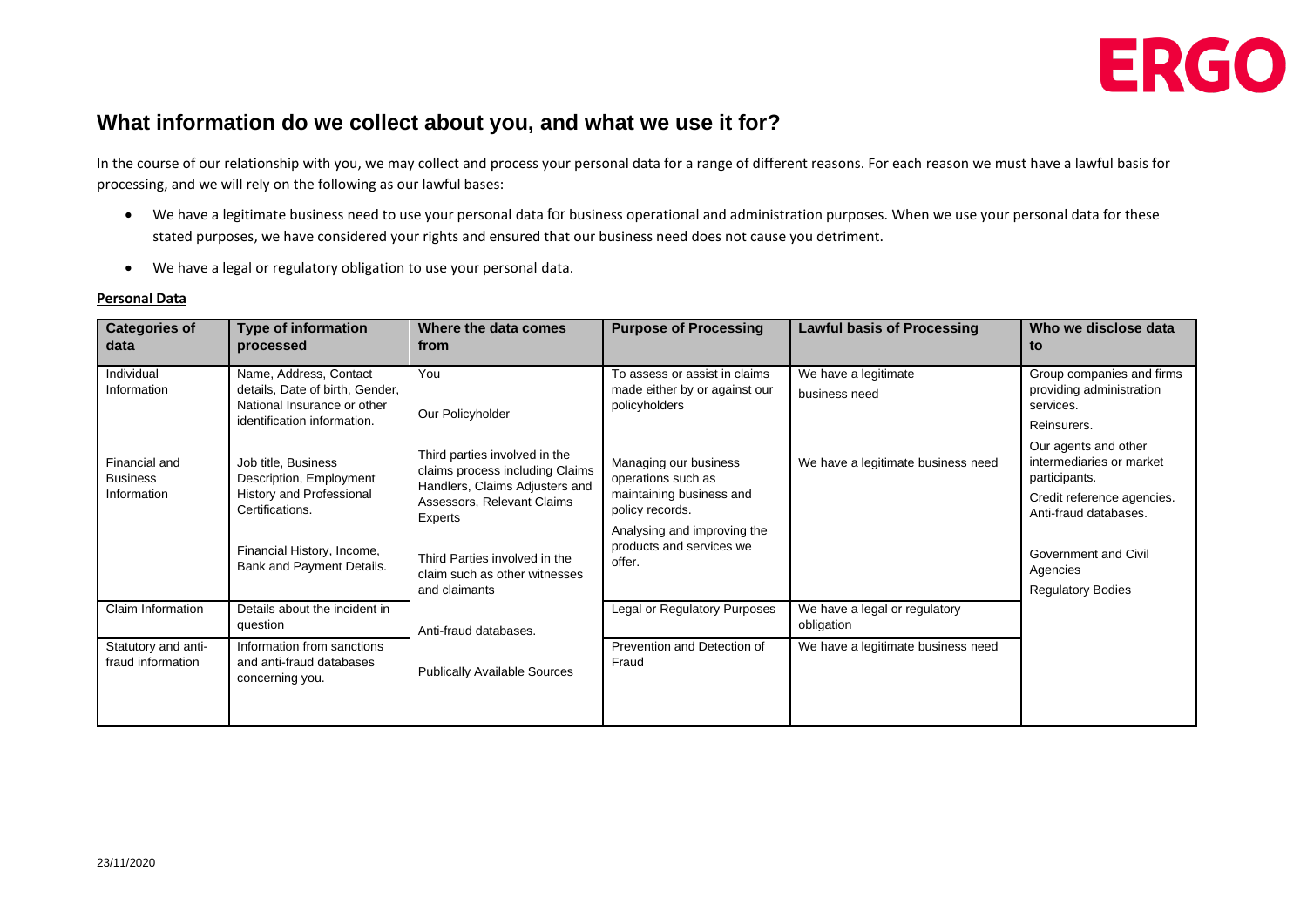## What information do we collect about you, and what we use it for?

In the course of our relationship with you, we may collect and process your personal data for a range of different reasons. For each reason we must have a lawful basis for processing, and we will rely on the following as our lawful bases:

- We have a legitimate business need to use your personal data for business operational and administration purposes. When we use your personal data for these stated purposes, we have considered your rights and ensured that our business need does not cause you detriment.
- We have a legal or regulatory obligation to use your personal data.

**Personal Data**

| Categories of data | Type of information processed | Where the data comes from | Purpose of Processing | Lawful basis of Processing | Who we disclose data to |
|---|---|---|---|---|---|
| Individual Information | Name, Address, Contact details, Date of birth, Gender, National Insurance or other identification information. | You<br><br>Our Policyholder<br><br>Third parties involved in the claims process including Claims Handlers, Claims Adjusters and Assessors, Relevant Claims Experts<br><br>Third Parties involved in the claim such as other witnesses and claimants<br><br>Anti-fraud databases.<br><br>Publicly Available Sources | To assess or assist in claims made either by or against our policyholders | We have a legitimate business need | Group companies and firms providing administration services.<br><br>Reinsurers.<br><br>Our agents and other intermediaries or market participants.<br><br>Credit reference agencies. Anti-fraud databases.<br><br>Government and Civil Agencies<br><br>Regulatory Bodies |
| Financial and Business Information | Job title, Business Description, Employment History and Professional Certifications.<br><br>Financial History, Income, Bank and Payment Details. | | Managing our business operations such as maintaining business and policy records.<br><br>Analysing and improving the products and services we offer. | We have a legitimate business need | |
| Claim Information | Details about the incident in question | | Legal or Regulatory Purposes | We have a legal or regulatory obligation | |
| Statutory and anti-fraud information | Information from sanctions and anti-fraud databases concerning you. | | Prevention and Detection of Fraud | We have a legitimate business need | |

23/11/2020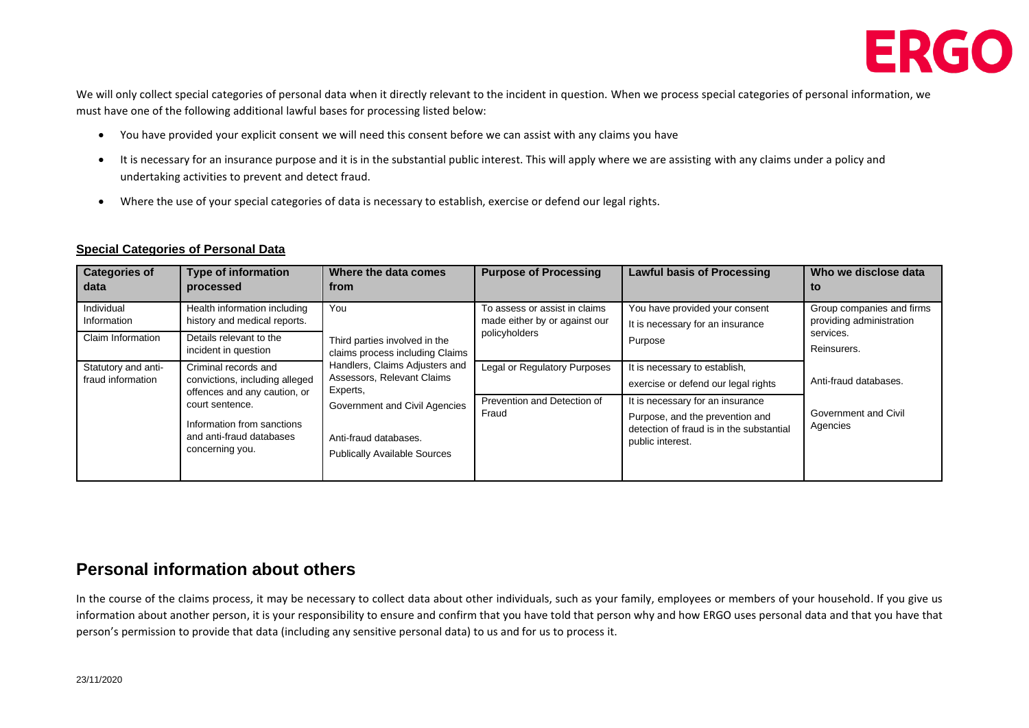We will only collect special categories of personal data when it directly relevant to the incident in question. When we process special categories of personal information, we must have one of the following additional lawful bases for processing listed below:

- You have provided your explicit consent we will need this consent before we can assist with any claims you have
- It is necessary for an insurance purpose and it is in the substantial public interest. This will apply where we are assisting with any claims under a policy and undertaking activities to prevent and detect fraud.
- Where the use of your special categories of data is necessary to establish, exercise or defend our legal rights.

**Special Categories of Personal Data**

| Categories of data | Type of information processed | Where the data comes from | Purpose of Processing | Lawful basis of Processing | Who we disclose data to |
|---|---|---|---|---|---|
| Individual Information | Health information including history and medical reports. | You | To assess or assist in claims made either by or against our policyholders | You have provided your consent<br>It is necessary for an insurance Purpose | Group companies and firms providing administration services.<br>Reinsurers. |
| Claim Information | Details relevant to the incident in question | Third parties involved in the claims process including Claims Handlers, Claims Adjusters and Assessors, Relevant Claims Experts,<br>Government and Civil Agencies<br>Anti-fraud databases.<br>Publically Available Sources | | | |
| Statutory and anti-fraud information | Criminal records and convictions, including alleged offences and any caution, or court sentence.<br>Information from sanctions and anti-fraud databases concerning you. | | Legal or Regulatory Purposes | It is necessary to establish, exercise or defend our legal rights | Anti-fraud databases. |
| | | | Prevention and Detection of Fraud | It is necessary for an insurance Purpose, and the prevention and detection of fraud is in the substantial public interest. | Government and Civil Agencies |

## Personal information about others

In the course of the claims process, it may be necessary to collect data about other individuals, such as your family, employees or members of your household. If you give us information about another person, it is your responsibility to ensure and confirm that you have told that person why and how ERGO uses personal data and that you have that person's permission to provide that data (including any sensitive personal data) to us and for us to process it.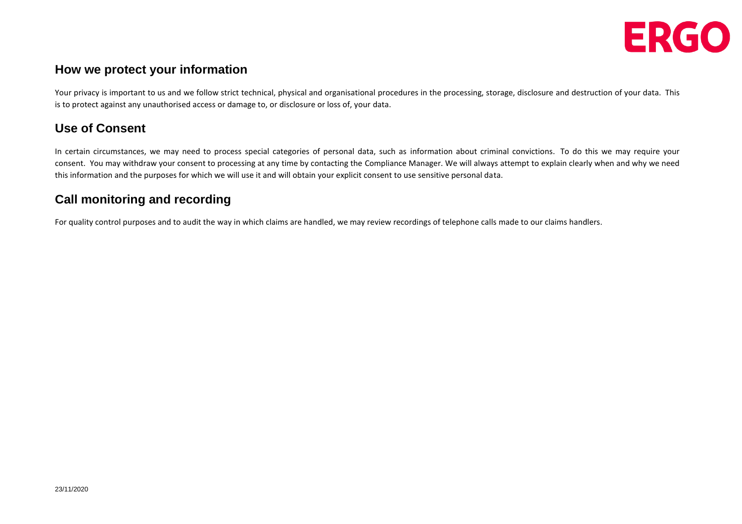## How we protect your information

Your privacy is important to us and we follow strict technical, physical and organisational procedures in the processing, storage, disclosure and destruction of your data. This is to protect against any unauthorised access or damage to, or disclosure or loss of, your data.

## Use of Consent

In certain circumstances, we may need to process special categories of personal data, such as information about criminal convictions. To do this we may require your consent. You may withdraw your consent to processing at any time by contacting the Compliance Manager. We will always attempt to explain clearly when and why we need this information and the purposes for which we will use it and will obtain your explicit consent to use sensitive personal data.

## Call monitoring and recording

For quality control purposes and to audit the way in which claims are handled, we may review recordings of telephone calls made to our claims handlers.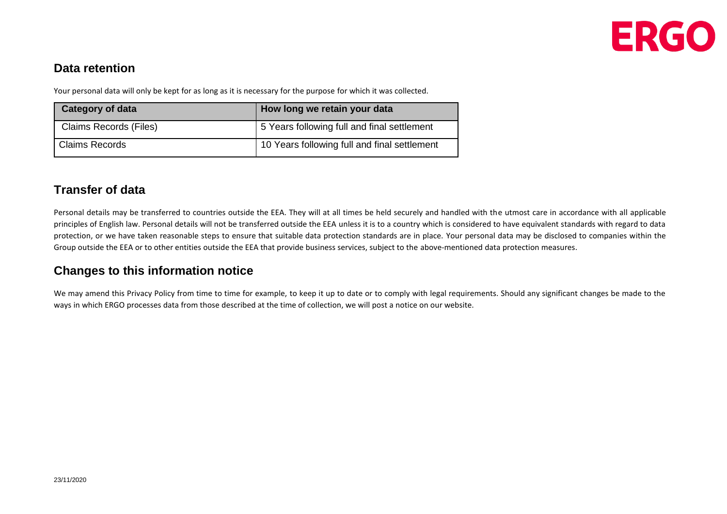## Data retention

Your personal data will only be kept for as long as it is necessary for the purpose for which it was collected.

| Category of data | How long we retain your data |
| --- | --- |
| Claims Records (Files) | 5 Years following full and final settlement |
| Claims Records | 10 Years following full and final settlement |

## Transfer of data

Personal details may be transferred to countries outside the EEA. They will at all times be held securely and handled with the utmost care in accordance with all applicable principles of English law. Personal details will not be transferred outside the EEA unless it is to a country which is considered to have equivalent standards with regard to data protection, or we have taken reasonable steps to ensure that suitable data protection standards are in place. Your personal data may be disclosed to companies within the Group outside the EEA or to other entities outside the EEA that provide business services, subject to the above-mentioned data protection measures.

## Changes to this information notice

We may amend this Privacy Policy from time to time for example, to keep it up to date or to comply with legal requirements. Should any significant changes be made to the ways in which ERGO processes data from those described at the time of collection, we will post a notice on our website.

23/11/2020